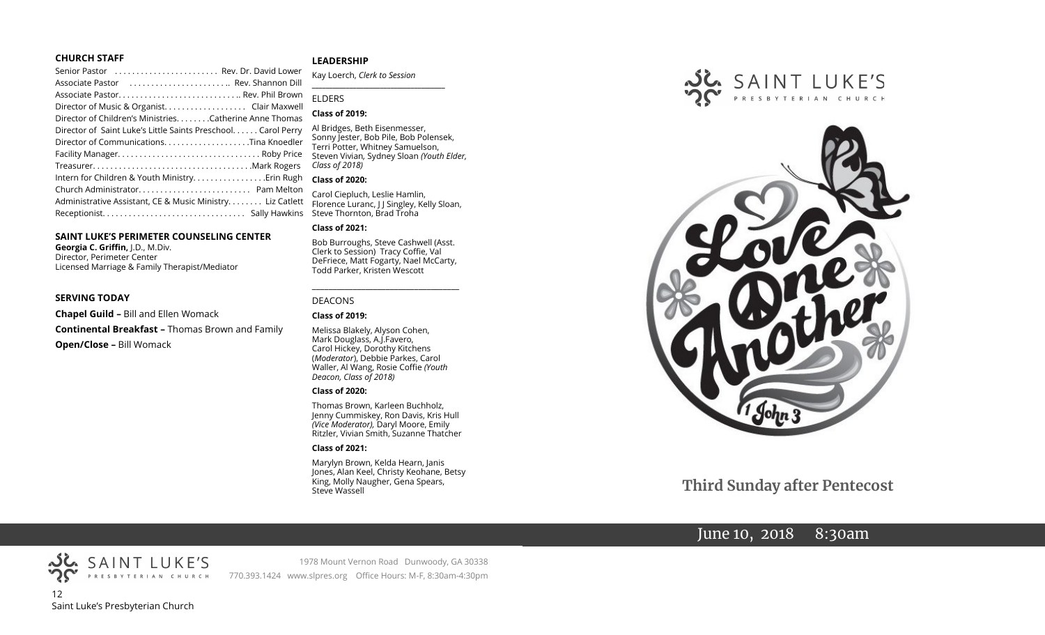**CHURCH STAFF**

Senior Pastor . . . . . . . . . . . . . . . . . . . . . . . Rev. Dr. David Lower
Associate Pastor . . . . . . . . . . . . . . . . . . . . . .. Rev. Shannon Dill
Associate Pastor. . . . . . . . . . . . . . . . . . . . . . . . . . .. Rev. Phil Brown
Director of Music & Organist. . . . . . . . . . . . . . . . . . Clair Maxwell
Director of Children's Ministries. . . . . . . .Catherine Anne Thomas
Director of Saint Luke's Little Saints Preschool. . . . . . Carol Perry
Director of Communications. . . . . . . . . . . . . . . . . . .Tina Knoedler
Facility Manager. . . . . . . . . . . . . . . . . . . . . . . . . . . . . . . . Roby Price
Treasurer. . . . . . . . . . . . . . . . . . . . . . . . . . . . . . . . . . . .Mark Rogers
Intern for Children & Youth Ministry. . . . . . . . . . . . . . . .Erin Rugh
Church Administrator. . . . . . . . . . . . . . . . . . . . . . . . . Pam Melton
Administrative Assistant, CE & Music Ministry. . . . . . . . Liz Catlett
Receptionist. . . . . . . . . . . . . . . . . . . . . . . . . . . . . . . . Sally Hawkins

**SAINT LUKE'S PERIMETER COUNSELING CENTER**

**Georgia C. Griffin,** J.D., M.Div.
Director, Perimeter Center
Licensed Marriage & Family Therapist/Mediator

**SERVING TODAY**

**Chapel Guild –** Bill and Ellen Womack

**Continental Breakfast –** Thomas Brown and Family

**Open/Close –** Bill Womack

**LEADERSHIP**

Kay Loerch, *Clerk to Session*

ELDERS

**Class of 2019:**

Al Bridges, Beth Eisenmesser, Sonny Jester, Bob Pile, Bob Polensek, Terri Potter, Whitney Samuelson, Steven Vivian, Sydney Sloan *(Youth Elder, Class of 2018)*

**Class of 2020:**

Carol Ciepluch, Leslie Hamlin, Florence Luranc, J J Singley, Kelly Sloan, Steve Thornton, Brad Troha

**Class of 2021:**

Bob Burroughs, Steve Cashwell (Asst. Clerk to Session) Tracy Coffie, Val DeFriece, Matt Fogarty, Nael McCarty, Todd Parker, Kristen Wescott

DEACONS

**Class of 2019:**

Melissa Blakely, Alyson Cohen, Mark Douglass, A.J.Favero, Carol Hickey, Dorothy Kitchens (*Moderator*), Debbie Parkes, Carol Waller, Al Wang, Rosie Coffie *(Youth Deacon, Class of 2018)*

**Class of 2020:**

Thomas Brown, Karleen Buchholz, Jenny Cummiskey, Ron Davis, Kris Hull *(Vice Moderator),* Daryl Moore, Emily Ritzler, Vivian Smith, Suzanne Thatcher

**Class of 2021:**

Marylyn Brown, Kelda Hearn, Janis Jones, Alan Keel, Christy Keohane, Betsy King, Molly Naugher, Gena Spears, Steve Wassell

SAINT LUKE'S PRESBYTERIAN CHURCH

1978 Mount Vernon Road Dunwoody, GA 30338
770.393.1424 www.slpres.org Office Hours: M-F, 8:30am-4:30pm

Saint Luke's Presbyterian Church

SAINT LUKE'S PRESBYTERIAN CHURCH

Love One Another
1 John 3

## Third Sunday after Pentecost

June 10, 2018 8:30am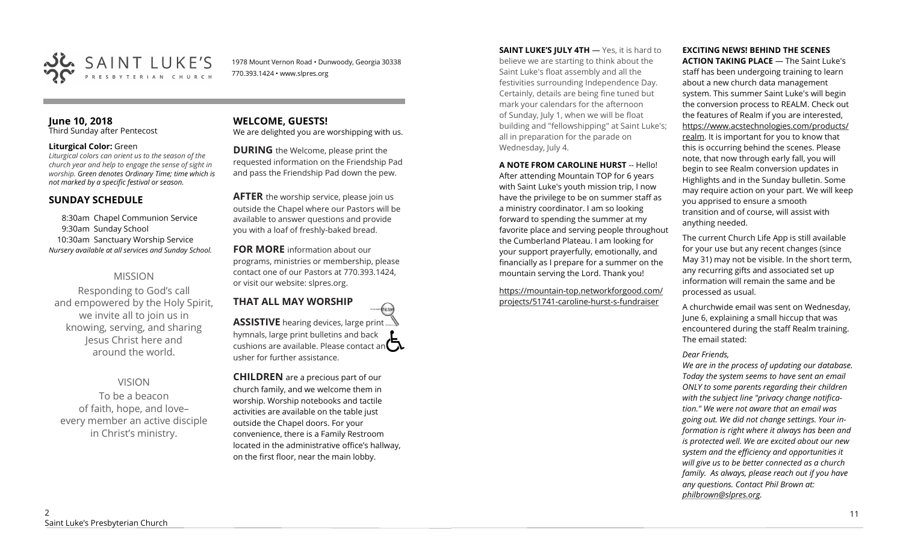# SAINT LUKE'S PRESBYTERIAN CHURCH

1978 Mount Vernon Road • Dunwoody, Georgia 30338
770.393.1424 • www.slpres.org

## June 10, 2018
Third Sunday after Pentecost

**Liturgical Color:** Green
*Liturgical colors can orient us to the season of the church year and help to engage the sense of sight in worship. Green denotes Ordinary Time; time which is not marked by a specific festival or season.*

## SUNDAY SCHEDULE

8:30am Chapel Communion Service
9:30am Sunday School
10:30am Sanctuary Worship Service
*Nursery available at all services and Sunday School.*

### MISSION

Responding to God's call and empowered by the Holy Spirit, we invite all to join us in knowing, serving, and sharing Jesus Christ here and around the world.

### VISION

To be a beacon of faith, hope, and love– every member an active disciple in Christ's ministry.

## WELCOME, GUESTS!

We are delighted you are worshipping with us.

**DURING** the Welcome, please print the requested information on the Friendship Pad and pass the Friendship Pad down the pew.

**AFTER** the worship service, please join us outside the Chapel where our Pastors will be available to answer questions and provide you with a loaf of freshly-baked bread.

**FOR MORE** information about our programs, ministries or membership, please contact one of our Pastors at 770.393.1424, or visit our website: slpres.org.

## THAT ALL MAY WORSHIP

**ASSISTIVE** hearing devices, large print hymnals, large print bulletins and back cushions are available. Please contact an usher for further assistance.

**CHILDREN** are a precious part of our church family, and we welcome them in worship. Worship notebooks and tactile activities are available on the table just outside the Chapel doors. For your convenience, there is a Family Restroom located in the administrative office's hallway, on the first floor, near the main lobby.

**SAINT LUKE'S JULY 4TH** — Yes, it is hard to believe we are starting to think about the Saint Luke's float assembly and all the festivities surrounding Independence Day. Certainly, details are being fine tuned but mark your calendars for the afternoon of Sunday, July 1, when we will be float building and "fellowshipping" at Saint Luke's; all in preparation for the parade on Wednesday, July 4.

**A NOTE FROM CAROLINE HURST** -- Hello! After attending Mountain TOP for 6 years with Saint Luke's youth mission trip, I now have the privilege to be on summer staff as a ministry coordinator. I am so looking forward to spending the summer at my favorite place and serving people throughout the Cumberland Plateau. I am looking for your support prayerfully, emotionally, and financially as I prepare for a summer on the mountain serving the Lord. Thank you!

https://mountain-top.networkforgood.com/projects/51741-caroline-hurst-s-fundraiser

**EXCITING NEWS! BEHIND THE SCENES ACTION TAKING PLACE** — The Saint Luke's staff has been undergoing training to learn about a new church data management system. This summer Saint Luke's will begin the conversion process to REALM. Check out the features of Realm if you are interested, https://www.acstechnologies.com/products/realm. It is important for you to know that this is occurring behind the scenes. Please note, that now through early fall, you will begin to see Realm conversion updates in Highlights and in the Sunday bulletin. Some may require action on your part. We will keep you apprised to ensure a smooth transition and of course, will assist with anything needed.

The current Church Life App is still available for your use but any recent changes (since May 31) may not be visible. In the short term, any recurring gifts and associated set up information will remain the same and be processed as usual.

A churchwide email was sent on Wednesday, June 6, explaining a small hiccup that was encountered during the staff Realm training. The email stated:

*Dear Friends,*
*We are in the process of updating our database. Today the system seems to have sent an email ONLY to some parents regarding their children with the subject line "privacy change notification." We were not aware that an email was going out. We did not change settings. Your information is right where it always has been and is protected well. We are excited about our new system and the efficiency and opportunities it will give us to be better connected as a church family. As always, please reach out if you have any questions. Contact Phil Brown at: philbrown@slpres.org.*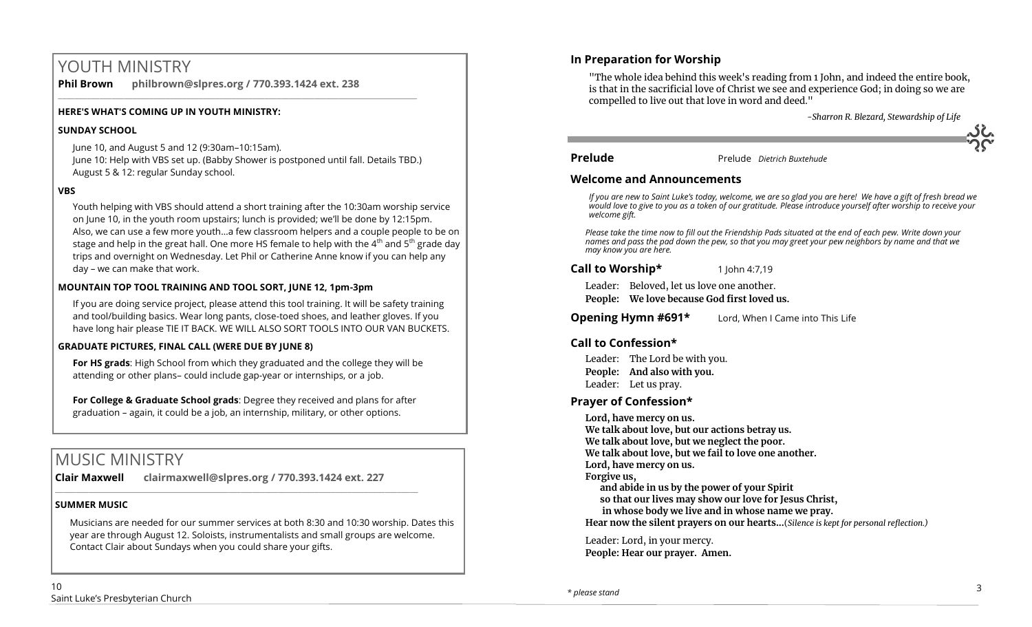# YOUTH MINISTRY

**Phil Brown philbrown@slpres.org / 770.393.1424 ext. 238**

### HERE'S WHAT'S COMING UP IN YOUTH MINISTRY:

#### SUNDAY SCHOOL

June 10, and August 5 and 12 (9:30am–10:15am).
June 10: Help with VBS set up. (Babby Shower is postponed until fall. Details TBD.)
August 5 & 12: regular Sunday school.

#### VBS

Youth helping with VBS should attend a short training after the 10:30am worship service on June 10, in the youth room upstairs; lunch is provided; we'll be done by 12:15pm. Also, we can use a few more youth…a few classroom helpers and a couple people to be on stage and help in the great hall. One more HS female to help with the 4th and 5th grade day trips and overnight on Wednesday. Let Phil or Catherine Anne know if you can help any day – we can make that work.

#### MOUNTAIN TOP TOOL TRAINING AND TOOL SORT, JUNE 12, 1pm-3pm

If you are doing service project, please attend this tool training. It will be safety training and tool/building basics. Wear long pants, close-toed shoes, and leather gloves. If you have long hair please TIE IT BACK. WE WILL ALSO SORT TOOLS INTO OUR VAN BUCKETS.

#### GRADUATE PICTURES, FINAL CALL (WERE DUE BY JUNE 8)

**For HS grads**: High School from which they graduated and the college they will be attending or other plans– could include gap-year or internships, or a job.

**For College & Graduate School grads**: Degree they received and plans for after graduation – again, it could be a job, an internship, military, or other options.

# MUSIC MINISTRY

**Clair Maxwell clairmaxwell@slpres.org / 770.393.1424 ext. 227**

#### SUMMER MUSIC

Musicians are needed for our summer services at both 8:30 and 10:30 worship. Dates this year are through August 12. Soloists, instrumentalists and small groups are welcome. Contact Clair about Sundays when you could share your gifts.

## In Preparation for Worship

"The whole idea behind this week's reading from 1 John, and indeed the entire book, is that in the sacrificial love of Christ we see and experience God; in doing so we are compelled to live out that love in word and deed."

*-Sharron R. Blezard, Stewardship of Life*

**Prelude** Prelude *Dietrich Buxtehude*

## Welcome and Announcements

*If you are new to Saint Luke's today, welcome, we are so glad you are here! We have a gift of fresh bread we would love to give to you as a token of our gratitude. Please introduce yourself after worship to receive your welcome gift.*

*Please take the time now to fill out the Friendship Pads situated at the end of each pew. Write down your names and pass the pad down the pew, so that you may greet your pew neighbors by name and that we may know you are here.*

**Call to Worship*** 1 John 4:7,19

Leader: Beloved, let us love one another.
**People: We love because God first loved us.**

**Opening Hymn #691*** Lord, When I Came into This Life

## Call to Confession*

Leader: The Lord be with you.
**People: And also with you.**
Leader: Let us pray.

## Prayer of Confession*

**Lord, have mercy on us.**
**We talk about love, but our actions betray us.**
**We talk about love, but we neglect the poor.**
**We talk about love, but we fail to love one another.**
**Lord, have mercy on us.**
**Forgive us,**
**and abide in us by the power of your Spirit**
**so that our lives may show our love for Jesus Christ,**
**in whose body we live and in whose name we pray.**
**Hear now the silent prayers on our hearts…**(*Silence is kept for personal reflection.)*

Leader: Lord, in your mercy.
**People: Hear our prayer. Amen.**

*\* please stand*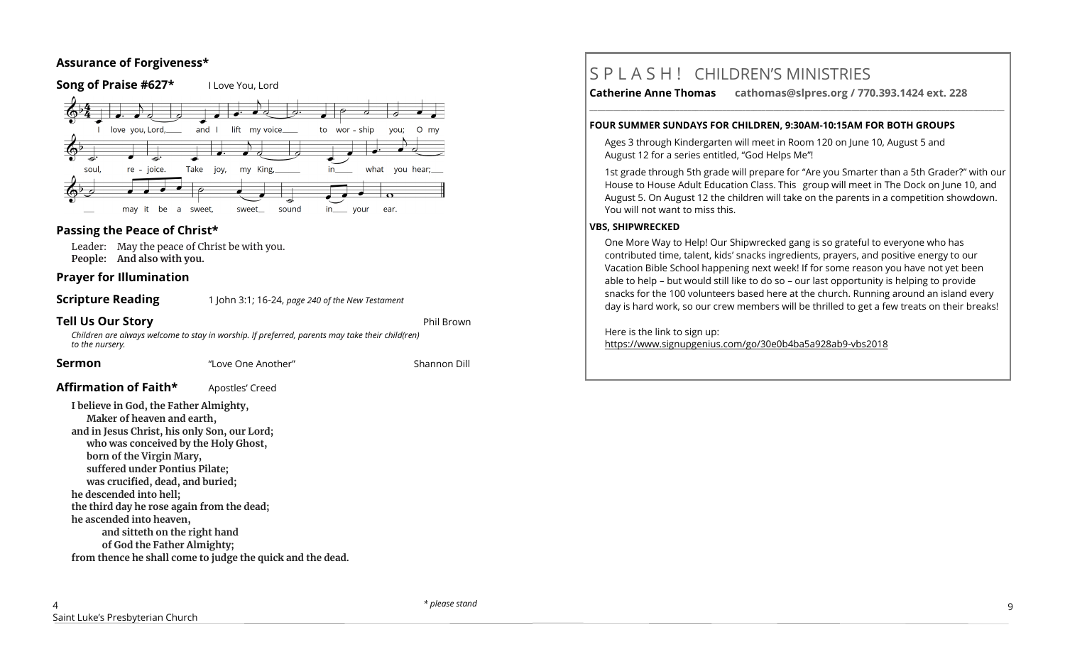### Assurance of Forgiveness*

### Song of Praise #627* I Love You, Lord

I love you, Lord, and I lift my voice to worship you; O my soul, re - joice. Take joy, my King, in what you hear; may it be a sweet, sweet sound in your ear.

### Passing the Peace of Christ*

Leader: May the peace of Christ be with you.
**People: And also with you.**

### Prayer for Illumination

### Scripture Reading 1 John 3:1; 16-24, *page 240 of the New Testament*

### Tell Us Our Story Phil Brown

*Children are always welcome to stay in worship. If preferred, parents may take their child(ren) to the nursery.*

### Sermon "Love One Another" Shannon Dill

### Affirmation of Faith* Apostles' Creed

**I believe in God, the Father Almighty,**
**Maker of heaven and earth,**
**and in Jesus Christ, his only Son, our Lord;**
**who was conceived by the Holy Ghost,**
**born of the Virgin Mary,**
**suffered under Pontius Pilate;**
**was crucified, dead, and buried;**
**he descended into hell;**
**the third day he rose again from the dead;**
**he ascended into heaven,**
**and sitteth on the right hand**
**of God the Father Almighty;**
**from thence he shall come to judge the quick and the dead.**

*\* please stand*

# S P L A S H ! CHILDREN'S MINISTRIES

**Catherine Anne Thomas cathomas@slpres.org / 770.393.1424 ext. 228**

**FOUR SUMMER SUNDAYS FOR CHILDREN, 9:30AM-10:15AM FOR BOTH GROUPS**

Ages 3 through Kindergarten will meet in Room 120 on June 10, August 5 and August 12 for a series entitled, "God Helps Me"!

1st grade through 5th grade will prepare for "Are you Smarter than a 5th Grader?" with our House to House Adult Education Class. This group will meet in The Dock on June 10, and August 5. On August 12 the children will take on the parents in a competition showdown. You will not want to miss this.

**VBS, SHIPWRECKED**

One More Way to Help! Our Shipwrecked gang is so grateful to everyone who has contributed time, talent, kids' snacks ingredients, prayers, and positive energy to our Vacation Bible School happening next week! If for some reason you have not yet been able to help – but would still like to do so – our last opportunity is helping to provide snacks for the 100 volunteers based here at the church. Running around an island every day is hard work, so our crew members will be thrilled to get a few treats on their breaks!

Here is the link to sign up:
https://www.signupgenius.com/go/30e0b4ba5a928ab9-vbs2018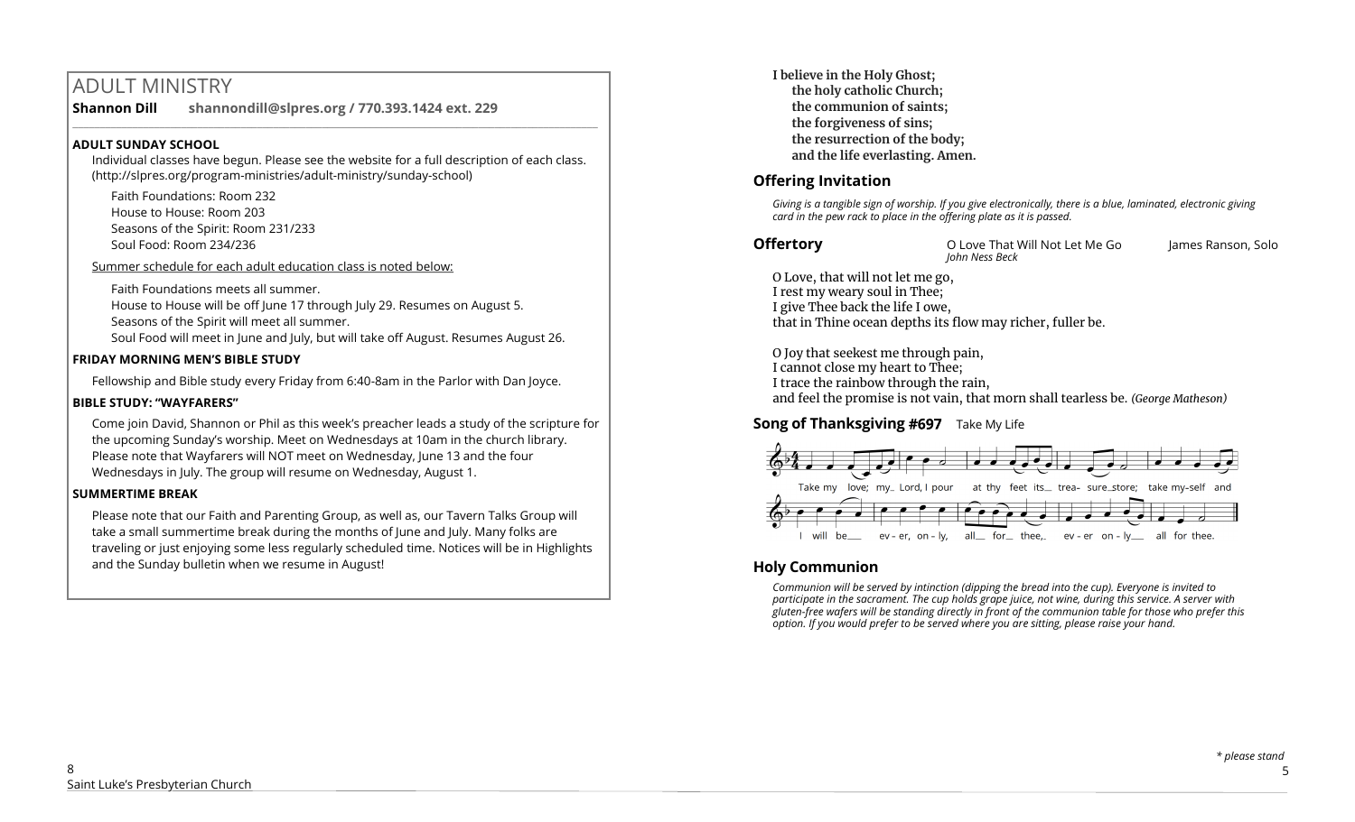## ADULT MINISTRY

**Shannon Dill** **shannondill@slpres.org / 770.393.1424 ext. 229**

**ADULT SUNDAY SCHOOL**

Individual classes have begun. Please see the website for a full description of each class. (http://slpres.org/program-ministries/adult-ministry/sunday-school)

Faith Foundations: Room 232
House to House: Room 203
Seasons of the Spirit: Room 231/233
Soul Food: Room 234/236

Summer schedule for each adult education class is noted below:

Faith Foundations meets all summer.
House to House will be off June 17 through July 29. Resumes on August 5.
Seasons of the Spirit will meet all summer.
Soul Food will meet in June and July, but will take off August. Resumes August 26.

**FRIDAY MORNING MEN'S BIBLE STUDY**

Fellowship and Bible study every Friday from 6:40-8am in the Parlor with Dan Joyce.

**BIBLE STUDY: "WAYFARERS"**

Come join David, Shannon or Phil as this week's preacher leads a study of the scripture for the upcoming Sunday's worship. Meet on Wednesdays at 10am in the church library. Please note that Wayfarers will NOT meet on Wednesday, June 13 and the four Wednesdays in July. The group will resume on Wednesday, August 1.

**SUMMERTIME BREAK**

Please note that our Faith and Parenting Group, as well as, our Tavern Talks Group will take a small summertime break during the months of June and July. Many folks are traveling or just enjoying some less regularly scheduled time. Notices will be in Highlights and the Sunday bulletin when we resume in August!

**I believe in the Holy Ghost;**
**the holy catholic Church;**
**the communion of saints;**
**the forgiveness of sins;**
**the resurrection of the body;**
**and the life everlasting. Amen.**

### Offering Invitation

*Giving is a tangible sign of worship. If you give electronically, there is a blue, laminated, electronic giving card in the pew rack to place in the offering plate as it is passed.*

### Offertory

O Love That Will Not Let Me Go — *John Ness Beck* — James Ranson, Solo

O Love, that will not let me go,
I rest my weary soul in Thee;
I give Thee back the life I owe,
that in Thine ocean depths its flow may richer, fuller be.

O Joy that seekest me through pain,
I cannot close my heart to Thee;
I trace the rainbow through the rain,
and feel the promise is not vain, that morn shall tearless be. *(George Matheson)*

### Song of Thanksgiving #697 Take My Life

Take my love; my Lord, I pour at thy feet its treasure store; take myself and I will be ever, only, all for thee, ever only all for thee.

### Holy Communion

*Communion will be served by intinction (dipping the bread into the cup). Everyone is invited to participate in the sacrament. The cup holds grape juice, not wine, during this service. A server with gluten-free wafers will be standing directly in front of the communion table for those who prefer this option. If you would prefer to be served where you are sitting, please raise your hand.*

*\* please stand*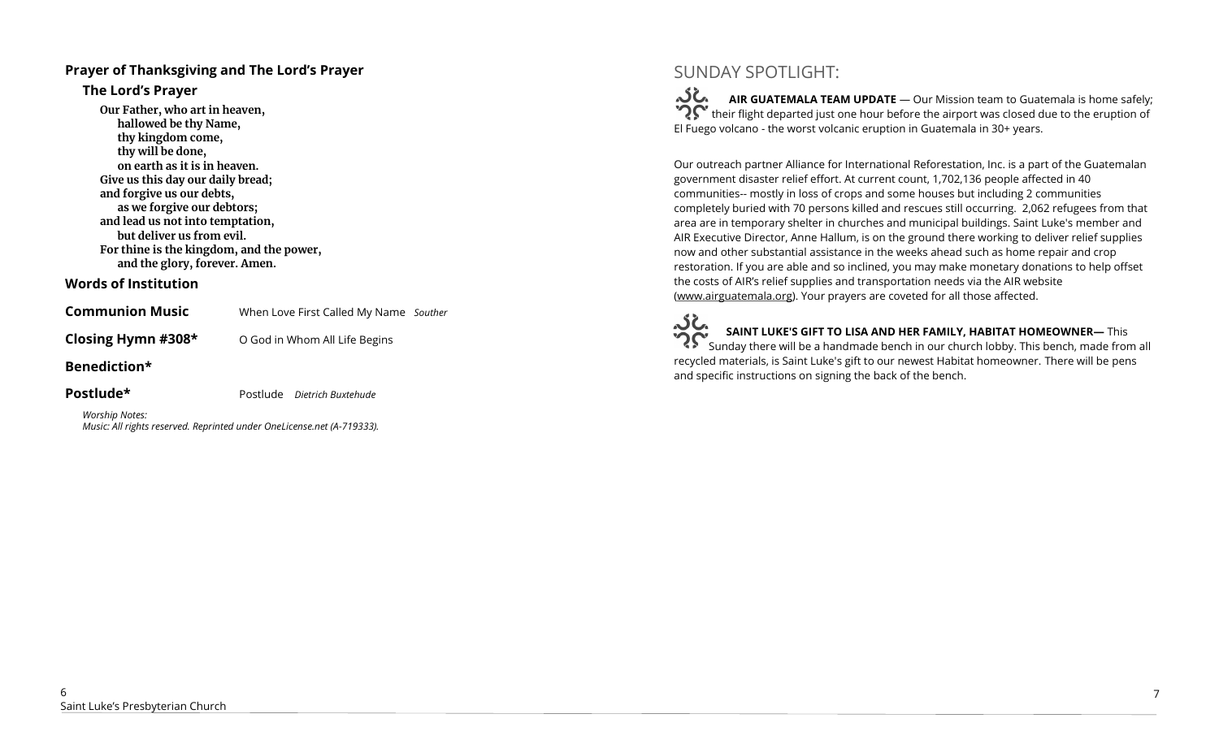**Prayer of Thanksgiving and The Lord's Prayer**

**The Lord's Prayer**

**Our Father, who art in heaven,**
**hallowed be thy Name,**
**thy kingdom come,**
**thy will be done,**
**on earth as it is in heaven.**
**Give us this day our daily bread;**
**and forgive us our debts,**
**as we forgive our debtors;**
**and lead us not into temptation,**
**but deliver us from evil.**
**For thine is the kingdom, and the power,**
**and the glory, forever. Amen.**

**Words of Institution**

**Communion Music** When Love First Called My Name *Souther*

**Closing Hymn #308*** O God in Whom All Life Begins

**Benediction***

**Postlude*** Postlude *Dietrich Buxtehude*

*Worship Notes:*
*Music: All rights reserved. Reprinted under OneLicense.net (A-719333).*

## SUNDAY SPOTLIGHT:

**AIR GUATEMALA TEAM UPDATE** — Our Mission team to Guatemala is home safely; their flight departed just one hour before the airport was closed due to the eruption of El Fuego volcano - the worst volcanic eruption in Guatemala in 30+ years.

Our outreach partner Alliance for International Reforestation, Inc. is a part of the Guatemalan government disaster relief effort. At current count, 1,702,136 people affected in 40 communities-- mostly in loss of crops and some houses but including 2 communities completely buried with 70 persons killed and rescues still occurring. 2,062 refugees from that area are in temporary shelter in churches and municipal buildings. Saint Luke's member and AIR Executive Director, Anne Hallum, is on the ground there working to deliver relief supplies now and other substantial assistance in the weeks ahead such as home repair and crop restoration. If you are able and so inclined, you may make monetary donations to help offset the costs of AIR's relief supplies and transportation needs via the AIR website (www.airguatemala.org). Your prayers are coveted for all those affected.

**SAINT LUKE'S GIFT TO LISA AND HER FAMILY, HABITAT HOMEOWNER—** This Sunday there will be a handmade bench in our church lobby. This bench, made from all recycled materials, is Saint Luke's gift to our newest Habitat homeowner. There will be pens and specific instructions on signing the back of the bench.